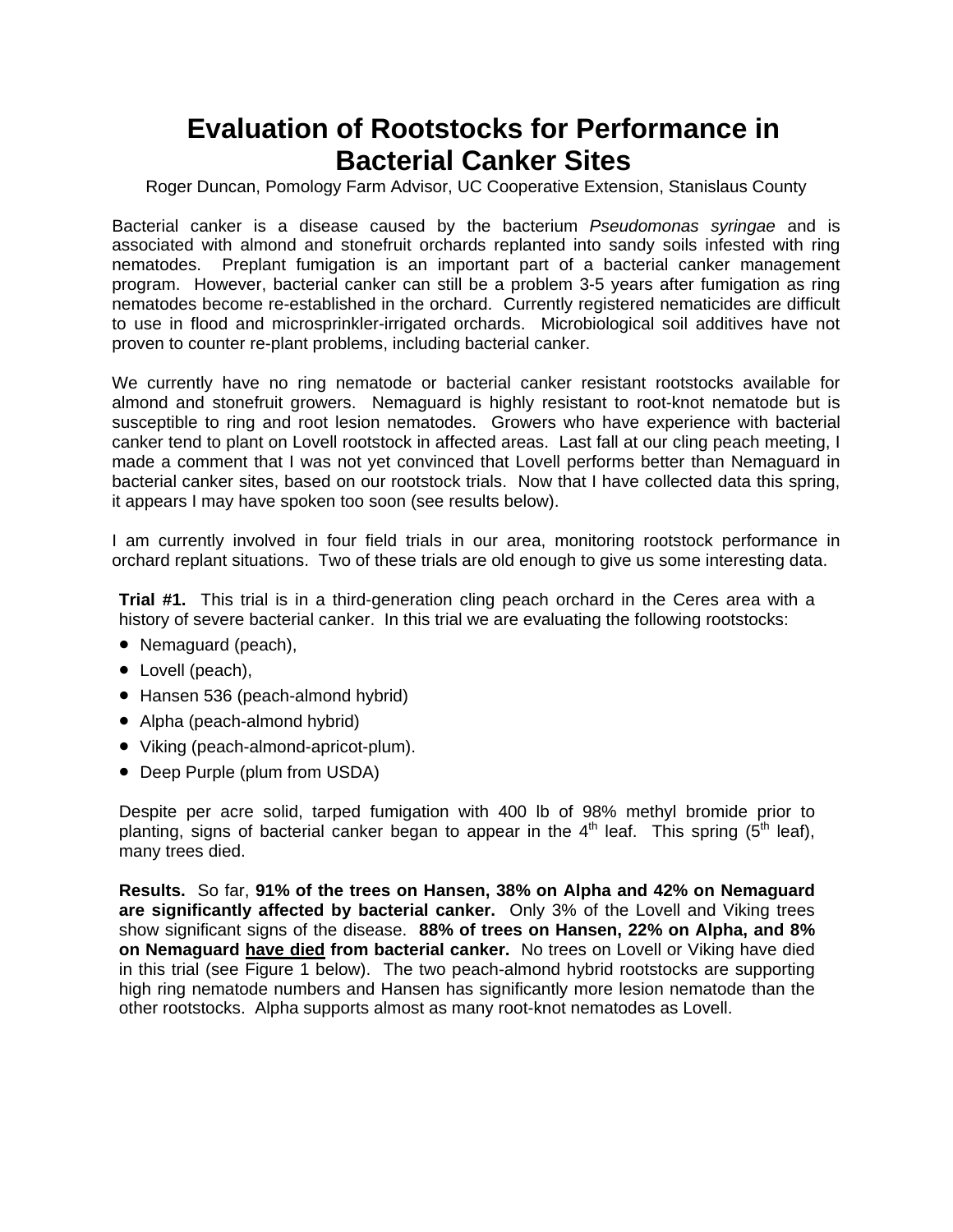# Evaluation of Rootstocks for Performance in Bacterial Canker Sites

Roger Duncan, Pomology Farm Advisor, UC Cooperative Extension, Stanislaus County

Bacterial canker is a disease caused by the bacterium *Pseudomonas syringae* and is associated with almond and stonefruit orchards replanted into sandy soils infested with ring nematodes. Preplant fumigation is an important part of a bacterial canker management program. However, bacterial canker can still be a problem 3-5 years after fumigation as ring nematodes become re-established in the orchard. Currently registered nematicides are difficult to use in flood and microsprinkler-irrigated orchards. Microbiological soil additives have not proven to counter re-plant problems, including bacterial canker.

We currently have no ring nematode or bacterial canker resistant rootstocks available for almond and stonefruit growers. Nemaguard is highly resistant to root-knot nematode but is susceptible to ring and root lesion nematodes. Growers who have experience with bacterial canker tend to plant on Lovell rootstock in affected areas. Last fall at our cling peach meeting, I made a comment that I was not yet convinced that Lovell performs better than Nemaguard in bacterial canker sites, based on our rootstock trials. Now that I have collected data this spring, it appears I may have spoken too soon (see results below).

I am currently involved in four field trials in our area, monitoring rootstock performance in orchard replant situations. Two of these trials are old enough to give us some interesting data.

**Trial #1.** This trial is in a third-generation cling peach orchard in the Ceres area with a history of severe bacterial canker. In this trial we are evaluating the following rootstocks:

- Nemaguard (peach),
- Lovell (peach),
- Hansen 536 (peach-almond hybrid)
- Alpha (peach-almond hybrid)
- Viking (peach-almond-apricot-plum).
- Deep Purple (plum from USDA)

Despite per acre solid, tarped fumigation with 400 lb of 98% methyl bromide prior to planting, signs of bacterial canker began to appear in the 4th leaf. This spring (5th leaf), many trees died.

**Results.** So far, **91% of the trees on Hansen, 38% on Alpha and 42% on Nemaguard are significantly affected by bacterial canker.** Only 3% of the Lovell and Viking trees show significant signs of the disease. **88% of trees on Hansen, 22% on Alpha, and 8% on Nemaguard <u>have died</u> from bacterial canker.** No trees on Lovell or Viking have died in this trial (see Figure 1 below). The two peach-almond hybrid rootstocks are supporting high ring nematode numbers and Hansen has significantly more lesion nematode than the other rootstocks. Alpha supports almost as many root-knot nematodes as Lovell.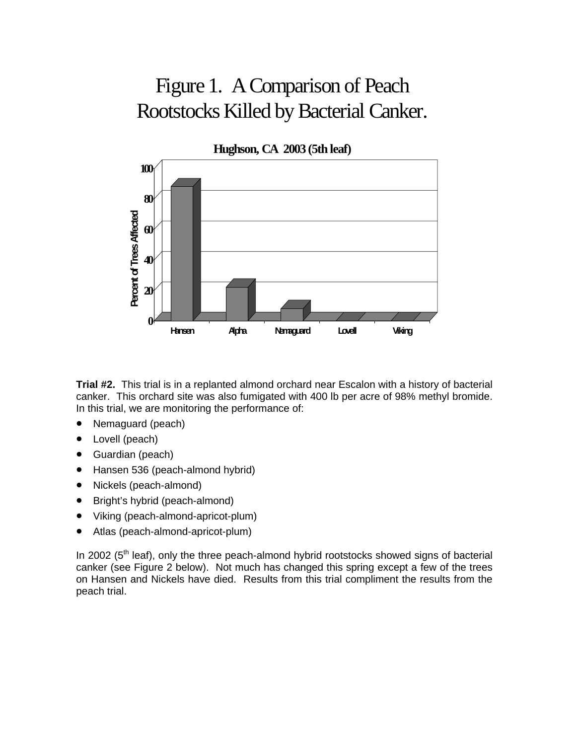# Figure 1. A Comparison of Peach Rootstocks Killed by Bacterial Canker.

**Hughson, CA 2003 (5th leaf)**

**Trial #2.** This trial is in a replanted almond orchard near Escalon with a history of bacterial canker. This orchard site was also fumigated with 400 lb per acre of 98% methyl bromide. In this trial, we are monitoring the performance of:

- Nemaguard (peach)
- Lovell (peach)
- Guardian (peach)
- Hansen 536 (peach-almond hybrid)
- Nickels (peach-almond)
- Bright's hybrid (peach-almond)
- Viking (peach-almond-apricot-plum)
- Atlas (peach-almond-apricot-plum)

In 2002 (5th leaf), only the three peach-almond hybrid rootstocks showed signs of bacterial canker (see Figure 2 below). Not much has changed this spring except a few of the trees on Hansen and Nickels have died. Results from this trial compliment the results from the peach trial.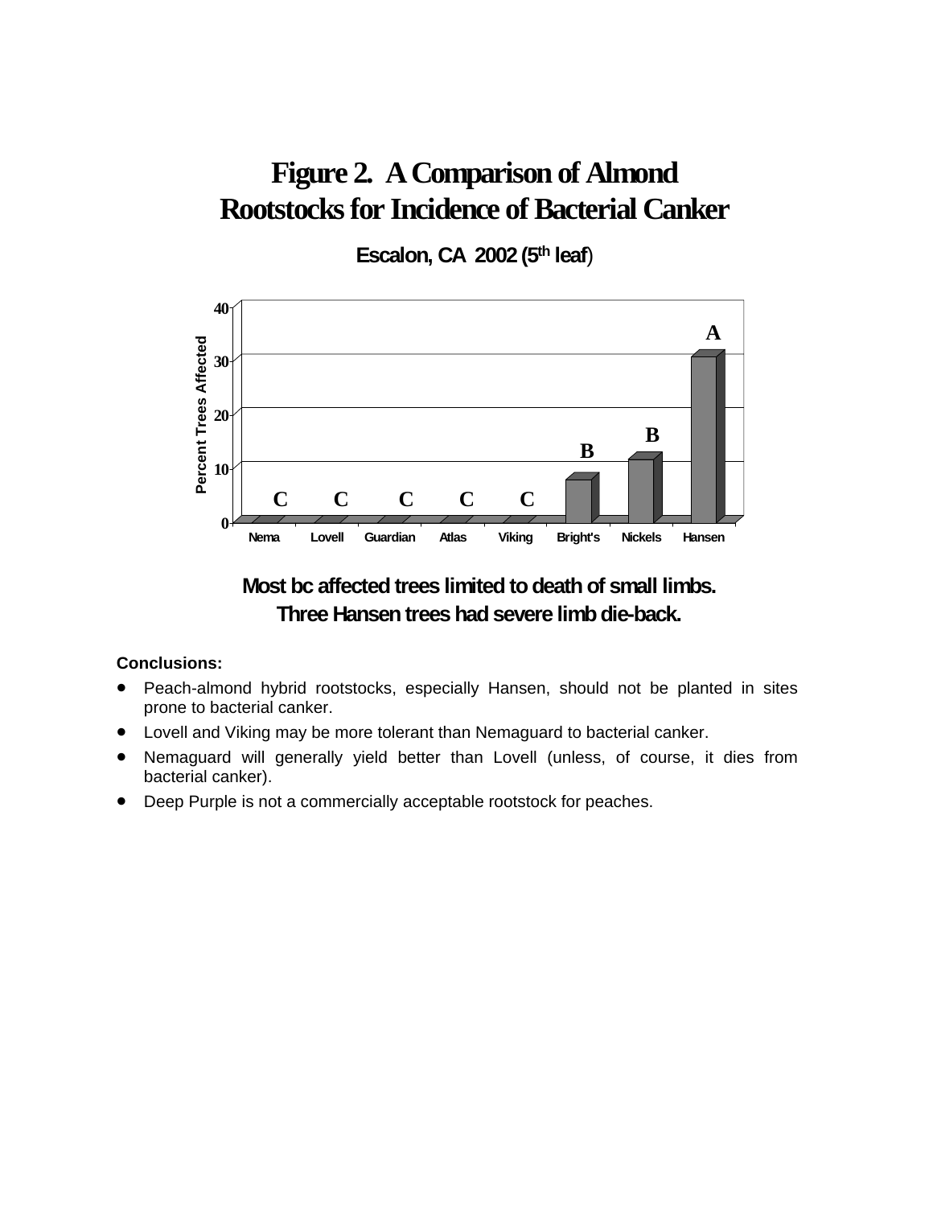# Figure 2. A Comparison of Almond Rootstocks for Incidence of Bacterial Canker

**Escalon, CA 2002 (5th leaf)**

Percent Trees Affected

0
10
20
30
40

C C C C C B B A

Nema Lovell Guardian Atlas Viking Bright's Nickels Hansen

**Most bc affected trees limited to death of small limbs.**
**Three Hansen trees had severe limb die-back.**

**Conclusions:**

- Peach-almond hybrid rootstocks, especially Hansen, should not be planted in sites prone to bacterial canker.
- Lovell and Viking may be more tolerant than Nemaguard to bacterial canker.
- Nemaguard will generally yield better than Lovell (unless, of course, it dies from bacterial canker).
- Deep Purple is not a commercially acceptable rootstock for peaches.